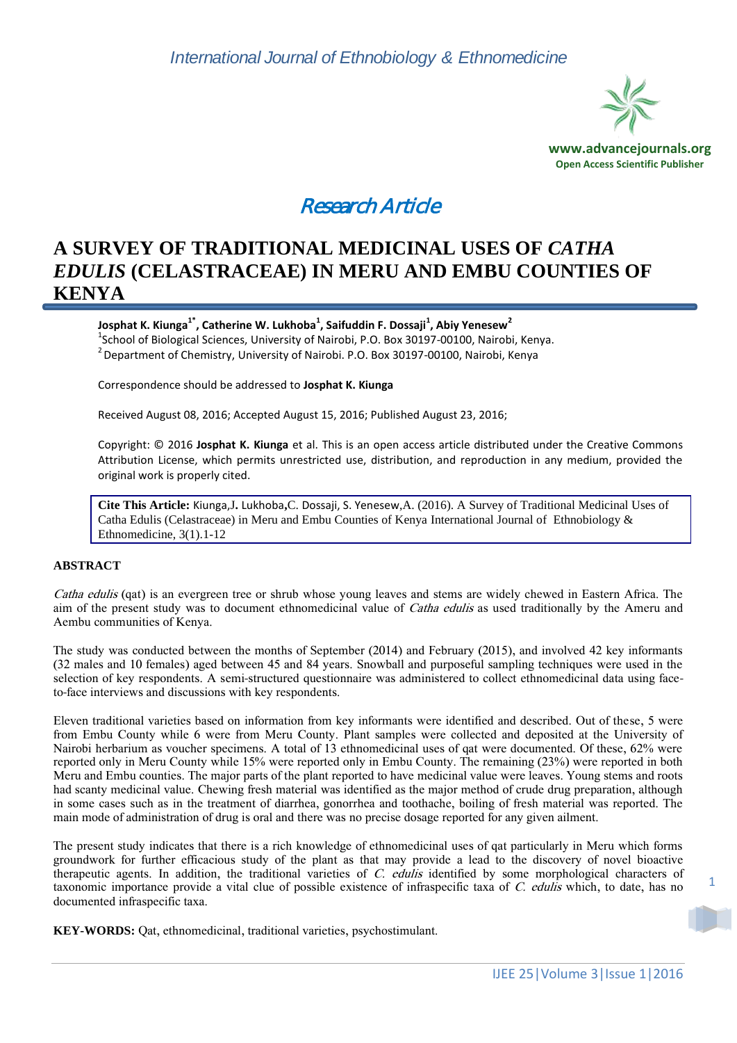*International Journal of Ethnobiology & Ethnomedicine*

Research Article

# A SURVEY OF TRADITIONAL MEDICINAL USES OF *CATHA EDULIS* (CELASTRACEAE) IN MERU AND EMBU COUNTIES OF KENYA

**Josphat K. Kiunga[1*], Catherine W. Lukhoba[1], Saifuddin F. Dossaji[1], Abiy Yenesew[2]**

[1]School of Biological Sciences, University of Nairobi, P.O. Box 30197-00100, Nairobi, Kenya.
[2]Department of Chemistry, University of Nairobi. P.O. Box 30197-00100, Nairobi, Kenya

Correspondence should be addressed to **Josphat K. Kiunga**

Received August 08, 2016; Accepted August 15, 2016; Published August 23, 2016;

Copyright: © 2016 **Josphat K. Kiunga** et al. This is an open access article distributed under the Creative Commons Attribution License, which permits unrestricted use, distribution, and reproduction in any medium, provided the original work is properly cited.

**Cite This Article:** Kiunga,J**.** Lukhoba**,**C. Dossaji, S. Yenesew,A. (2016). A Survey of Traditional Medicinal Uses of Catha Edulis (Celastraceae) in Meru and Embu Counties of Kenya International Journal of Ethnobiology & Ethnomedicine, 3(1).1-12

## ABSTRACT

*Catha edulis* (qat) is an evergreen tree or shrub whose young leaves and stems are widely chewed in Eastern Africa. The aim of the present study was to document ethnomedicinal value of *Catha edulis* as used traditionally by the Ameru and Aembu communities of Kenya.

The study was conducted between the months of September (2014) and February (2015), and involved 42 key informants (32 males and 10 females) aged between 45 and 84 years. Snowball and purposeful sampling techniques were used in the selection of key respondents. A semi-structured questionnaire was administered to collect ethnomedicinal data using face-to-face interviews and discussions with key respondents.

Eleven traditional varieties based on information from key informants were identified and described. Out of these, 5 were from Embu County while 6 were from Meru County. Plant samples were collected and deposited at the University of Nairobi herbarium as voucher specimens. A total of 13 ethnomedicinal uses of qat were documented. Of these, 62% were reported only in Meru County while 15% were reported only in Embu County. The remaining (23%) were reported in both Meru and Embu counties. The major parts of the plant reported to have medicinal value were leaves. Young stems and roots had scanty medicinal value. Chewing fresh material was identified as the major method of crude drug preparation, although in some cases such as in the treatment of diarrhea, gonorrhea and toothache, boiling of fresh material was reported. The main mode of administration of drug is oral and there was no precise dosage reported for any given ailment.

The present study indicates that there is a rich knowledge of ethnomedicinal uses of qat particularly in Meru which forms groundwork for further efficacious study of the plant as that may provide a lead to the discovery of novel bioactive therapeutic agents. In addition, the traditional varieties of *C. edulis* identified by some morphological characters of taxonomic importance provide a vital clue of possible existence of infraspecific taxa of *C. edulis* which, to date, has no documented infraspecific taxa.

**KEY-WORDS:** Qat, ethnomedicinal, traditional varieties, psychostimulant.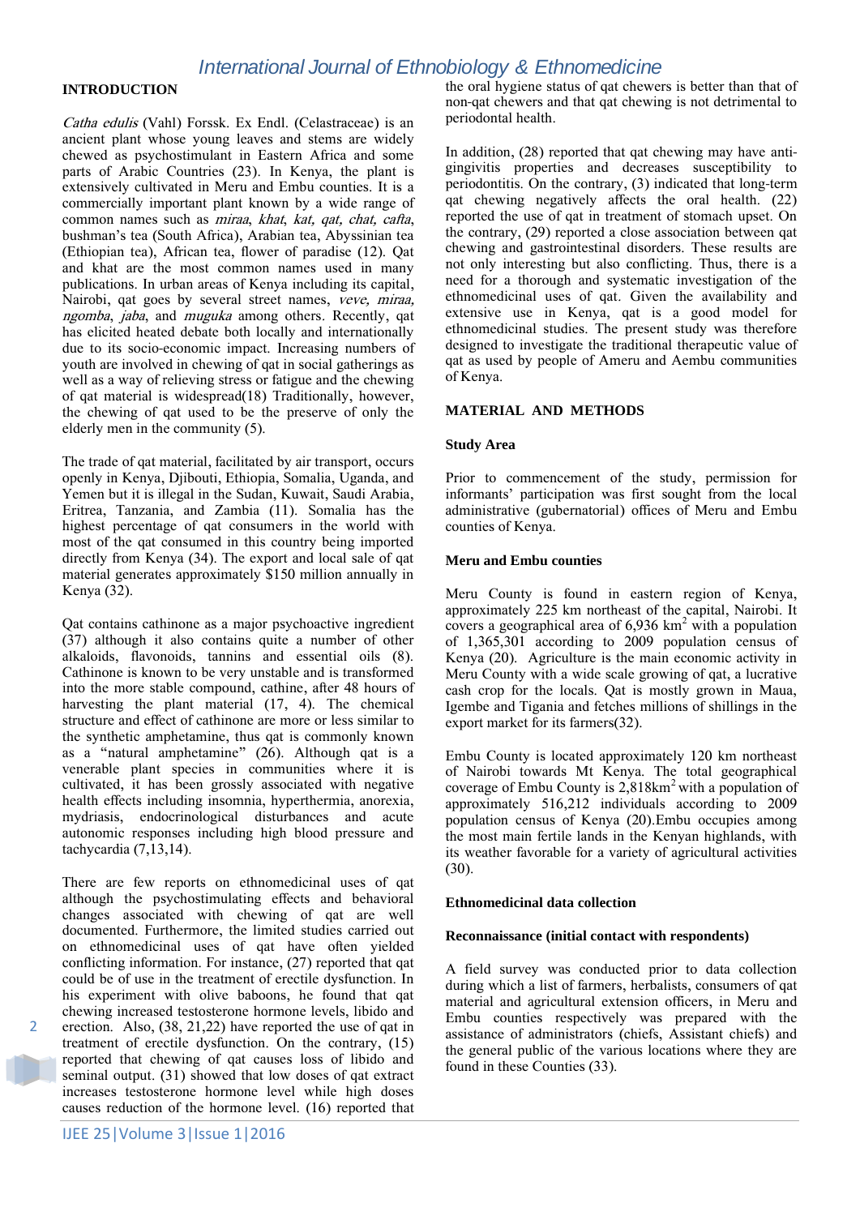## INTRODUCTION

*Catha edulis* (Vahl) Forssk. Ex Endl. (Celastraceae) is an ancient plant whose young leaves and stems are widely chewed as psychostimulant in Eastern Africa and some parts of Arabic Countries (23). In Kenya, the plant is extensively cultivated in Meru and Embu counties. It is a commercially important plant known by a wide range of common names such as *miraa, khat, kat, qat, chat, cafta*, bushman's tea (South Africa), Arabian tea, Abyssinian tea (Ethiopian tea), African tea, flower of paradise (12). Qat and khat are the most common names used in many publications. In urban areas of Kenya including its capital, Nairobi, qat goes by several street names, *veve, miraa, ngomba, jaba*, and *muguka* among others. Recently, qat has elicited heated debate both locally and internationally due to its socio-economic impact. Increasing numbers of youth are involved in chewing of qat in social gatherings as well as a way of relieving stress or fatigue and the chewing of qat material is widespread(18) Traditionally, however, the chewing of qat used to be the preserve of only the elderly men in the community (5).

The trade of qat material, facilitated by air transport, occurs openly in Kenya, Djibouti, Ethiopia, Somalia, Uganda, and Yemen but it is illegal in the Sudan, Kuwait, Saudi Arabia, Eritrea, Tanzania, and Zambia (11). Somalia has the highest percentage of qat consumers in the world with most of the qat consumed in this country being imported directly from Kenya (34). The export and local sale of qat material generates approximately $150 million annually in Kenya (32).

Qat contains cathinone as a major psychoactive ingredient (37) although it also contains quite a number of other alkaloids, flavonoids, tannins and essential oils (8). Cathinone is known to be very unstable and is transformed into the more stable compound, cathine, after 48 hours of harvesting the plant material (17, 4). The chemical structure and effect of cathinone are more or less similar to the synthetic amphetamine, thus qat is commonly known as a "natural amphetamine" (26). Although qat is a venerable plant species in communities where it is cultivated, it has been grossly associated with negative health effects including insomnia, hyperthermia, anorexia, mydriasis, endocrinological disturbances and acute autonomic responses including high blood pressure and tachycardia (7,13,14).

There are few reports on ethnomedicinal uses of qat although the psychostimulating effects and behavioral changes associated with chewing of qat are well documented. Furthermore, the limited studies carried out on ethnomedicinal uses of qat have often yielded conflicting information. For instance, (27) reported that qat could be of use in the treatment of erectile dysfunction. In his experiment with olive baboons, he found that qat chewing increased testosterone hormone levels, libido and erection. Also, (38, 21,22) have reported the use of qat in treatment of erectile dysfunction. On the contrary, (15) reported that chewing of qat causes loss of libido and seminal output. (31) showed that low doses of qat extract increases testosterone hormone level while high doses causes reduction of the hormone level. (16) reported that the oral hygiene status of qat chewers is better than that of non-qat chewers and that qat chewing is not detrimental to periodontal health.

In addition, (28) reported that qat chewing may have anti-gingivitis properties and decreases susceptibility to periodontitis. On the contrary, (3) indicated that long-term qat chewing negatively affects the oral health. (22) reported the use of qat in treatment of stomach upset. On the contrary, (29) reported a close association between qat chewing and gastrointestinal disorders. These results are not only interesting but also conflicting. Thus, there is a need for a thorough and systematic investigation of the ethnomedicinal uses of qat. Given the availability and extensive use in Kenya, qat is a good model for ethnomedicinal studies. The present study was therefore designed to investigate the traditional therapeutic value of qat as used by people of Ameru and Aembu communities of Kenya.

## MATERIAL AND METHODS

### Study Area

Prior to commencement of the study, permission for informants' participation was first sought from the local administrative (gubernatorial) offices of Meru and Embu counties of Kenya.

### Meru and Embu counties

Meru County is found in eastern region of Kenya, approximately 225 km northeast of the capital, Nairobi. It covers a geographical area of 6,936 km$^2$ with a population of 1,365,301 according to 2009 population census of Kenya (20). Agriculture is the main economic activity in Meru County with a wide scale growing of qat, a lucrative cash crop for the locals. Qat is mostly grown in Maua, Igembe and Tigania and fetches millions of shillings in the export market for its farmers(32).

Embu County is located approximately 120 km northeast of Nairobi towards Mt Kenya. The total geographical coverage of Embu County is 2,818km$^2$ with a population of approximately 516,212 individuals according to 2009 population census of Kenya (20).Embu occupies among the most main fertile lands in the Kenyan highlands, with its weather favorable for a variety of agricultural activities (30).

### Ethnomedicinal data collection

#### Reconnaissance (initial contact with respondents)

A field survey was conducted prior to data collection during which a list of farmers, herbalists, consumers of qat material and agricultural extension officers, in Meru and Embu counties respectively was prepared with the assistance of administrators (chiefs, Assistant chiefs) and the general public of the various locations where they are found in these Counties (33).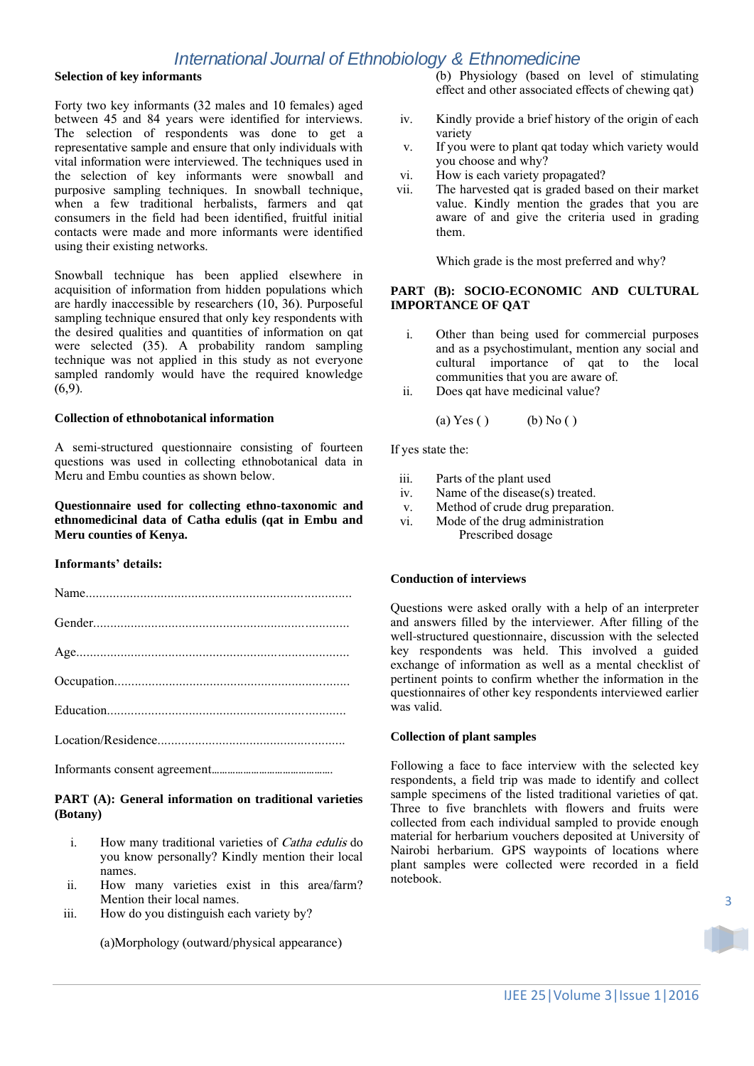### Selection of key informants

Forty two key informants (32 males and 10 females) aged between 45 and 84 years were identified for interviews. The selection of respondents was done to get a representative sample and ensure that only individuals with vital information were interviewed. The techniques used in the selection of key informants were snowball and purposive sampling techniques. In snowball technique, when a few traditional herbalists, farmers and qat consumers in the field had been identified, fruitful initial contacts were made and more informants were identified using their existing networks.

Snowball technique has been applied elsewhere in acquisition of information from hidden populations which are hardly inaccessible by researchers (10, 36). Purposeful sampling technique ensured that only key respondents with the desired qualities and quantities of information on qat were selected (35). A probability random sampling technique was not applied in this study as not everyone sampled randomly would have the required knowledge (6,9).

### Collection of ethnobotanical information

A semi-structured questionnaire consisting of fourteen questions was used in collecting ethnobotanical data in Meru and Embu counties as shown below.

**Questionnaire used for collecting ethno-taxonomic and ethnomedicinal data of Catha edulis (qat in Embu and Meru counties of Kenya.**

**Informants' details:**

Name..............................................................................

Gender...........................................................................

Age................................................................................

Occupation.....................................................................

Education......................................................................

Location/Residence.......................................................

Informants consent agreement............................................

**PART (A): General information on traditional varieties (Botany)**

i. How many traditional varieties of *Catha edulis* do you know personally? Kindly mention their local names.
ii. How many varieties exist in this area/farm? Mention their local names.
iii. How do you distinguish each variety by?

 (a)Morphology (outward/physical appearance)

 (b) Physiology (based on level of stimulating effect and other associated effects of chewing qat)

iv. Kindly provide a brief history of the origin of each variety
v. If you were to plant qat today which variety would you choose and why?
vi. How is each variety propagated?
vii. The harvested qat is graded based on their market value. Kindly mention the grades that you are aware of and give the criteria used in grading them.

 Which grade is the most preferred and why?

**PART (B): SOCIO-ECONOMIC AND CULTURAL IMPORTANCE OF QAT**

i. Other than being used for commercial purposes and as a psychostimulant, mention any social and cultural importance of qat to the local communities that you are aware of.
ii. Does qat have medicinal value?

 (a) Yes ( )  (b) No ( )

If yes state the:

iii. Parts of the plant used
iv. Name of the disease(s) treated.
v. Method of crude drug preparation.
vi. Mode of the drug administration

 Prescribed dosage

### Conduction of interviews

Questions were asked orally with a help of an interpreter and answers filled by the interviewer. After filling of the well-structured questionnaire, discussion with the selected key respondents was held. This involved a guided exchange of information as well as a mental checklist of pertinent points to confirm whether the information in the questionnaires of other key respondents interviewed earlier was valid.

### Collection of plant samples

Following a face to face interview with the selected key respondents, a field trip was made to identify and collect sample specimens of the listed traditional varieties of qat. Three to five branchlets with flowers and fruits were collected from each individual sampled to provide enough material for herbarium vouchers deposited at University of Nairobi herbarium. GPS waypoints of locations where plant samples were collected were recorded in a field notebook.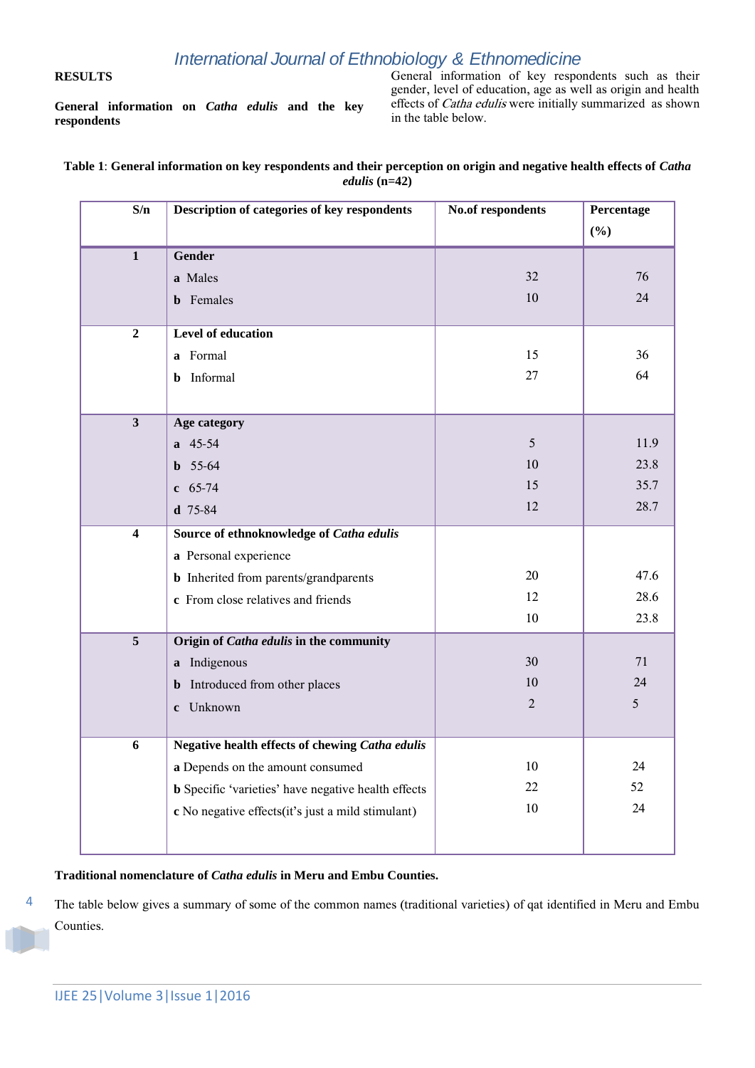## RESULTS

**General information on *Catha edulis* and the key respondents**

General information of key respondents such as their gender, level of education, age as well as origin and health effects of *Catha edulis* were initially summarized as shown in the table below.

**Table 1**: **General information on key respondents and their perception on origin and negative health effects of *Catha edulis* (n=42)**

| S/n | Description of categories of key respondents | No.of respondents | Percentage (%) |
|---|---|---|---|
| 1 | **Gender** | | |
| | **a** Males | 32 | 76 |
| | **b** Females | 10 | 24 |
| 2 | **Level of education** | | |
| | **a** Formal | 15 | 36 |
| | **b** Informal | 27 | 64 |
| 3 | **Age category** | | |
| | **a** 45-54 | 5 | 11.9 |
| | **b** 55-64 | 10 | 23.8 |
| | **c** 65-74 | 15 | 35.7 |
| | **d** 75-84 | 12 | 28.7 |
| 4 | **Source of ethnoknowledge of *Catha edulis*** | | |
| | **a** Personal experience | 20 | 47.6 |
| | **b** Inherited from parents/grandparents | 12 | 28.6 |
| | **c** From close relatives and friends | 10 | 23.8 |
| 5 | **Origin of *Catha edulis* in the community** | | |
| | **a** Indigenous | 30 | 71 |
| | **b** Introduced from other places | 10 | 24 |
| | **c** Unknown | 2 | 5 |
| 6 | **Negative health effects of chewing *Catha edulis*** | | |
| | **a** Depends on the amount consumed | 10 | 24 |
| | **b** Specific 'varieties' have negative health effects | 22 | 52 |
| | **c** No negative effects(it's just a mild stimulant) | 10 | 24 |

**Traditional nomenclature of *Catha edulis* in Meru and Embu Counties.**

The table below gives a summary of some of the common names (traditional varieties) of qat identified in Meru and Embu Counties.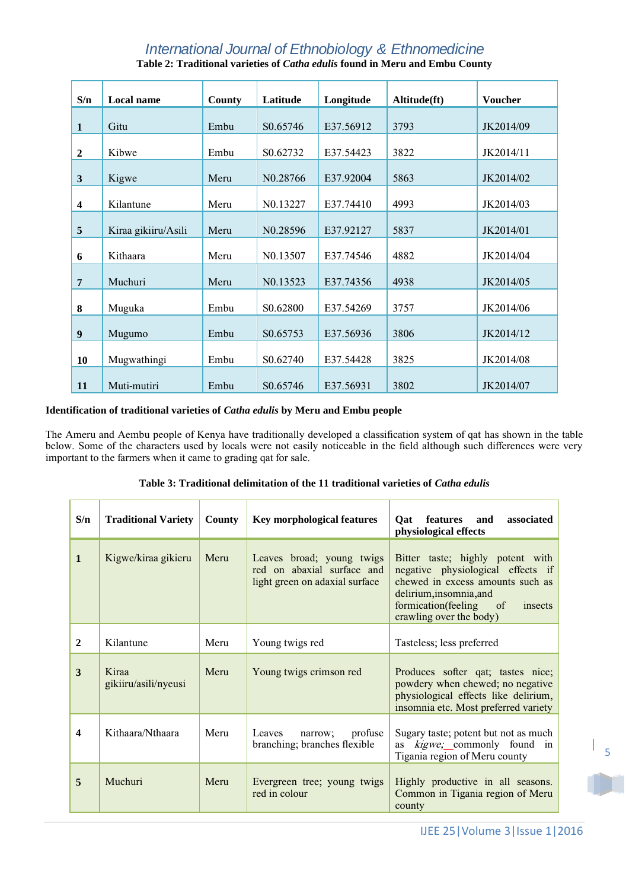**Table 2: Traditional varieties of *Catha edulis* found in Meru and Embu County**

| S/n | Local name | County | Latitude | Longitude | Altitude(ft) | Voucher |
|---|---|---|---|---|---|---|
| 1 | Gitu | Embu | S0.65746 | E37.56912 | 3793 | JK2014/09 |
| 2 | Kibwe | Embu | S0.62732 | E37.54423 | 3822 | JK2014/11 |
| 3 | Kigwe | Meru | N0.28766 | E37.92004 | 5863 | JK2014/02 |
| 4 | Kilantune | Meru | N0.13227 | E37.74410 | 4993 | JK2014/03 |
| 5 | Kiraa gikiiru/Asili | Meru | N0.28596 | E37.92127 | 5837 | JK2014/01 |
| 6 | Kithaara | Meru | N0.13507 | E37.74546 | 4882 | JK2014/04 |
| 7 | Muchuri | Meru | N0.13523 | E37.74356 | 4938 | JK2014/05 |
| 8 | Muguka | Embu | S0.62800 | E37.54269 | 3757 | JK2014/06 |
| 9 | Mugumo | Embu | S0.65753 | E37.56936 | 3806 | JK2014/12 |
| 10 | Mugwathingi | Embu | S0.62740 | E37.54428 | 3825 | JK2014/08 |
| 11 | Muti-mutiri | Embu | S0.65746 | E37.56931 | 3802 | JK2014/07 |

**Identification of traditional varieties of *Catha edulis* by Meru and Embu people**

The Ameru and Aembu people of Kenya have traditionally developed a classification system of qat has shown in the table below. Some of the characters used by locals were not easily noticeable in the field although such differences were very important to the farmers when it came to grading qat for sale.

**Table 3: Traditional delimitation of the 11 traditional varieties of *Catha edulis***

| S/n | Traditional Variety | County | Key morphological features | Qat features and associated physiological effects |
|---|---|---|---|---|
| 1 | Kigwe/kiraa gikieru | Meru | Leaves broad; young twigs red on abaxial surface and light green on adaxial surface | Bitter taste; highly potent with negative physiological effects if chewed in excess amounts such as delirium,insomnia,and formication(feeling of insects crawling over the body) |
| 2 | Kilantune | Meru | Young twigs red | Tasteless; less preferred |
| 3 | Kiraa gikiiru/asili/nyeusi | Meru | Young twigs crimson red | Produces softer qat; tastes nice; powdery when chewed; no negative physiological effects like delirium, insomnia etc. Most preferred variety |
| 4 | Kithaara/Nthaara | Meru | Leaves narrow; profuse branching; branches flexible | Sugary taste; potent but not as much as *kigwe;* commonly found in Tigania region of Meru county |
| 5 | Muchuri | Meru | Evergreen tree; young twigs red in colour | Highly productive in all seasons. Common in Tigania region of Meru county |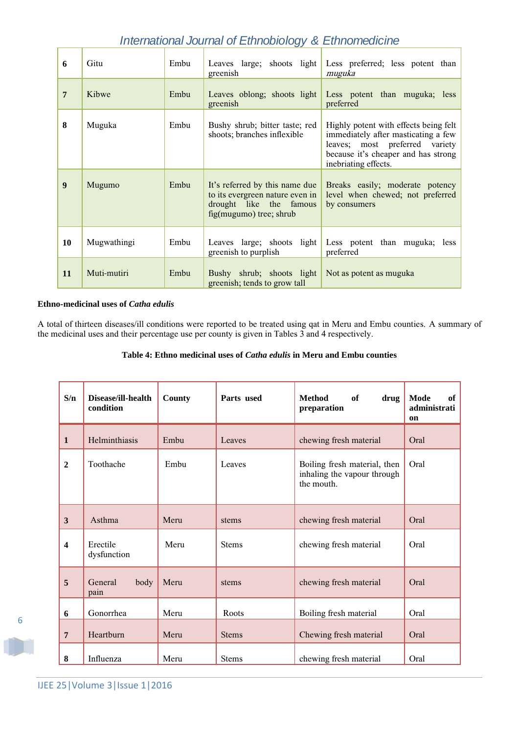| 6 | Gitu | Embu | Leaves large; shoots light greenish | Less preferred; less potent than *muguka* |
|---|---|---|---|---|
| 7 | Kibwe | Embu | Leaves oblong; shoots light greenish | Less potent than muguka; less preferred |
| 8 | Muguka | Embu | Bushy shrub; bitter taste; red shoots; branches inflexible | Highly potent with effects being felt immediately after masticating a few leaves; most preferred variety because it's cheaper and has strong inebriating effects. |
| 9 | Mugumo | Embu | It's referred by this name due to its evergreen nature even in drought like the famous fig(mugumo) tree; shrub | Breaks easily; moderate potency level when chewed; not preferred by consumers |
| 10 | Mugwathingi | Embu | Leaves large; shoots light greenish to purplish | Less potent than muguka; less preferred |
| 11 | Muti-mutiri | Embu | Bushy shrub; shoots light greenish; tends to grow tall | Not as potent as muguka |

**Ethno-medicinal uses of *Catha edulis***

A total of thirteen diseases/ill conditions were reported to be treated using qat in Meru and Embu counties. A summary of the medicinal uses and their percentage use per county is given in Tables 3 and 4 respectively.

**Table 4: Ethno medicinal uses of *Catha edulis* in Meru and Embu counties**

| S/n | Disease/ill-health condition | County | Parts used | Method of drug preparation | Mode of administration |
|---|---|---|---|---|---|
| 1 | Helminthiasis | Embu | Leaves | chewing fresh material | Oral |
| 2 | Toothache | Embu | Leaves | Boiling fresh material, then inhaling the vapour through the mouth. | Oral |
| 3 | Asthma | Meru | stems | chewing fresh material | Oral |
| 4 | Erectile dysfunction | Meru | Stems | chewing fresh material | Oral |
| 5 | General body pain | Meru | stems | chewing fresh material | Oral |
| 6 | Gonorrhea | Meru | Roots | Boiling fresh material | Oral |
| 7 | Heartburn | Meru | Stems | Chewing fresh material | Oral |
| 8 | Influenza | Meru | Stems | chewing fresh material | Oral |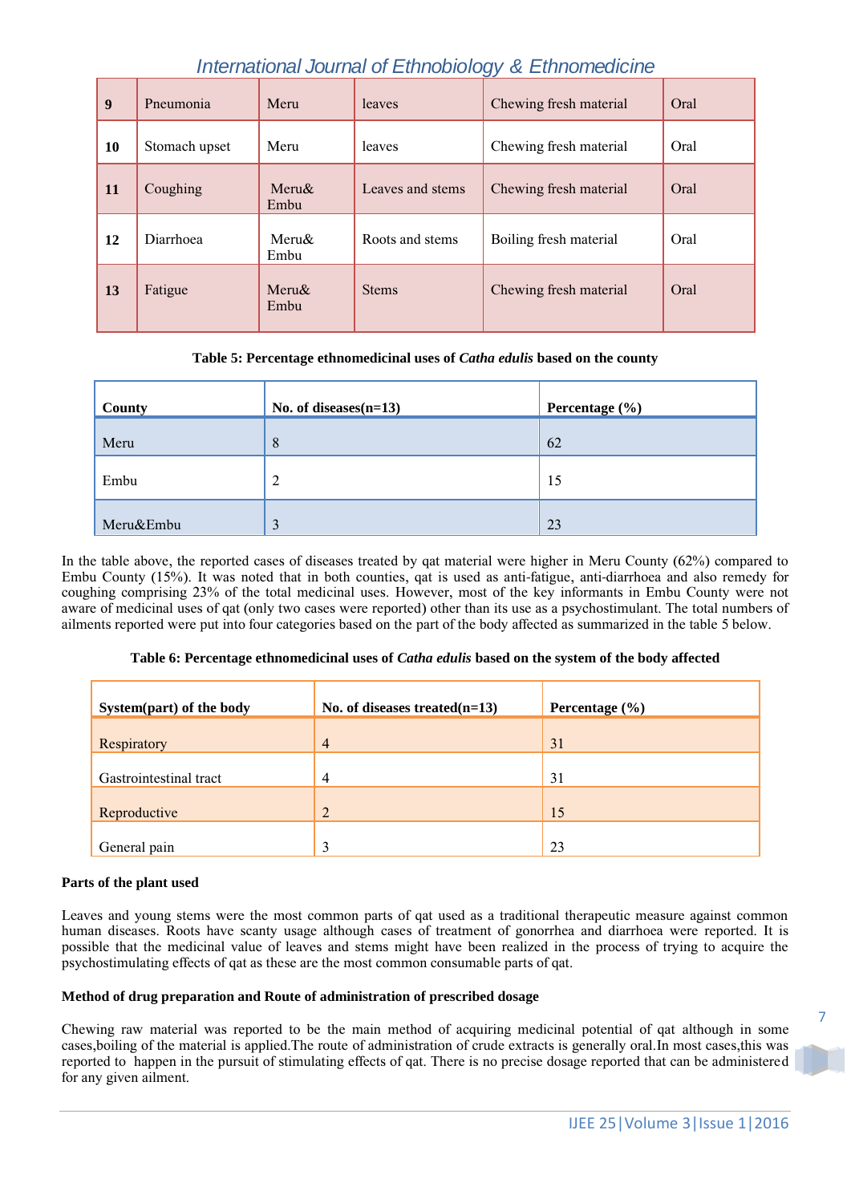| 9 | Pneumonia | Meru | leaves | Chewing fresh material | Oral |
|---|---|---|---|---|---|
| 10 | Stomach upset | Meru | leaves | Chewing fresh material | Oral |
| 11 | Coughing | Meru& Embu | Leaves and stems | Chewing fresh material | Oral |
| 12 | Diarrhoea | Meru& Embu | Roots and stems | Boiling fresh material | Oral |
| 13 | Fatigue | Meru& Embu | Stems | Chewing fresh material | Oral |

**Table 5: Percentage ethnomedicinal uses of *Catha edulis* based on the county**

| County | No. of diseases(n=13) | Percentage (%) |
|---|---|---|
| Meru | 8 | 62 |
| Embu | 2 | 15 |
| Meru&Embu | 3 | 23 |

In the table above, the reported cases of diseases treated by qat material were higher in Meru County (62%) compared to Embu County (15%). It was noted that in both counties, qat is used as anti-fatigue, anti-diarrhoea and also remedy for coughing comprising 23% of the total medicinal uses. However, most of the key informants in Embu County were not aware of medicinal uses of qat (only two cases were reported) other than its use as a psychostimulant. The total numbers of ailments reported were put into four categories based on the part of the body affected as summarized in the table 5 below.

**Table 6: Percentage ethnomedicinal uses of *Catha edulis* based on the system of the body affected**

| System(part) of the body | No. of diseases treated(n=13) | Percentage (%) |
|---|---|---|
| Respiratory | 4 | 31 |
| Gastrointestinal tract | 4 | 31 |
| Reproductive | 2 | 15 |
| General pain | 3 | 23 |

**Parts of the plant used**

Leaves and young stems were the most common parts of qat used as a traditional therapeutic measure against common human diseases. Roots have scanty usage although cases of treatment of gonorrhea and diarrhoea were reported. It is possible that the medicinal value of leaves and stems might have been realized in the process of trying to acquire the psychostimulating effects of qat as these are the most common consumable parts of qat.

**Method of drug preparation and Route of administration of prescribed dosage**

Chewing raw material was reported to be the main method of acquiring medicinal potential of qat although in some cases,boiling of the material is applied.The route of administration of crude extracts is generally oral.In most cases,this was reported to happen in the pursuit of stimulating effects of qat. There is no precise dosage reported that can be administered for any given ailment.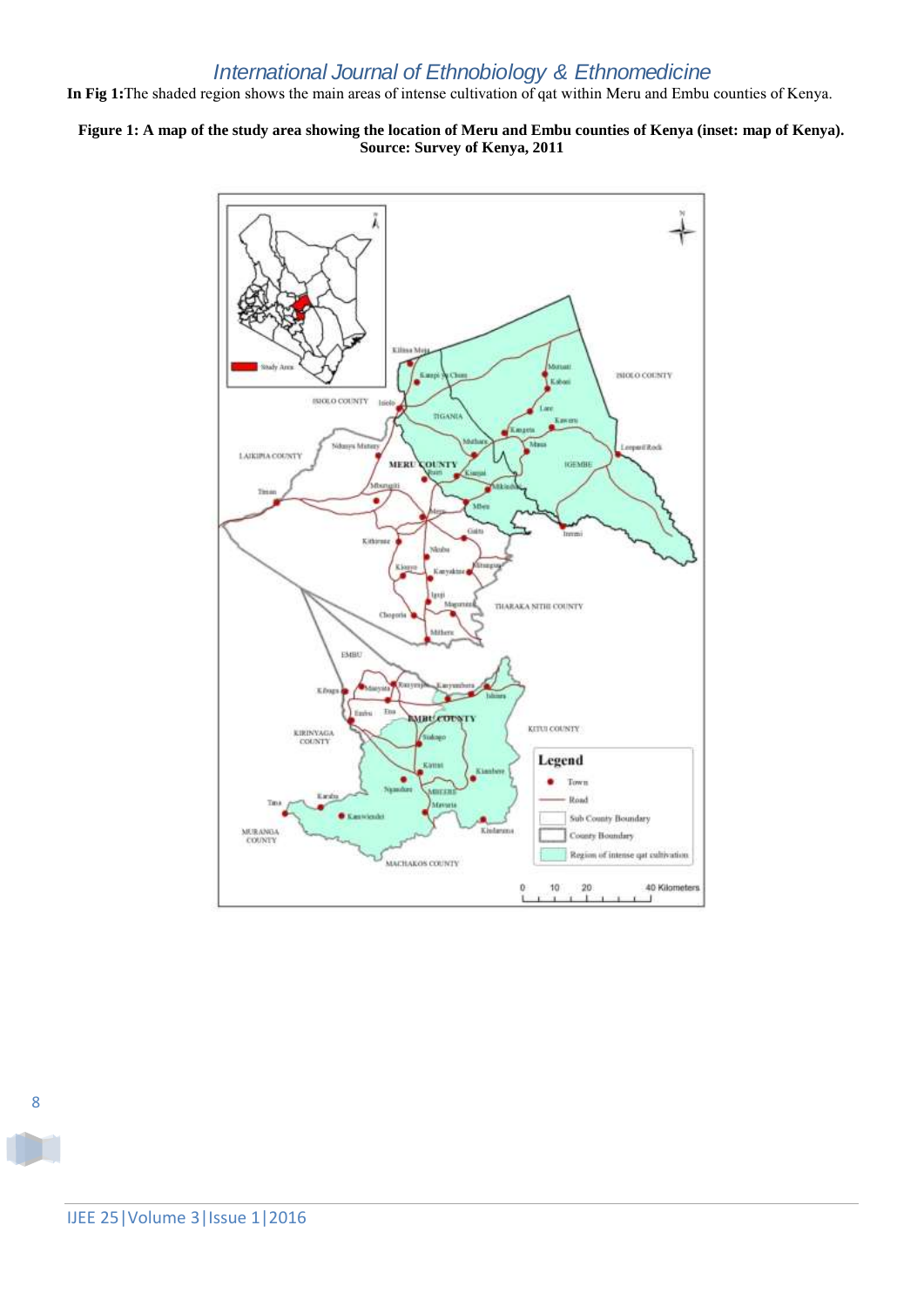**In Fig 1:** The shaded region shows the main areas of intense cultivation of qat within Meru and Embu counties of Kenya.

**Figure 1: A map of the study area showing the location of Meru and Embu counties of Kenya (inset: map of Kenya). Source: Survey of Kenya, 2011**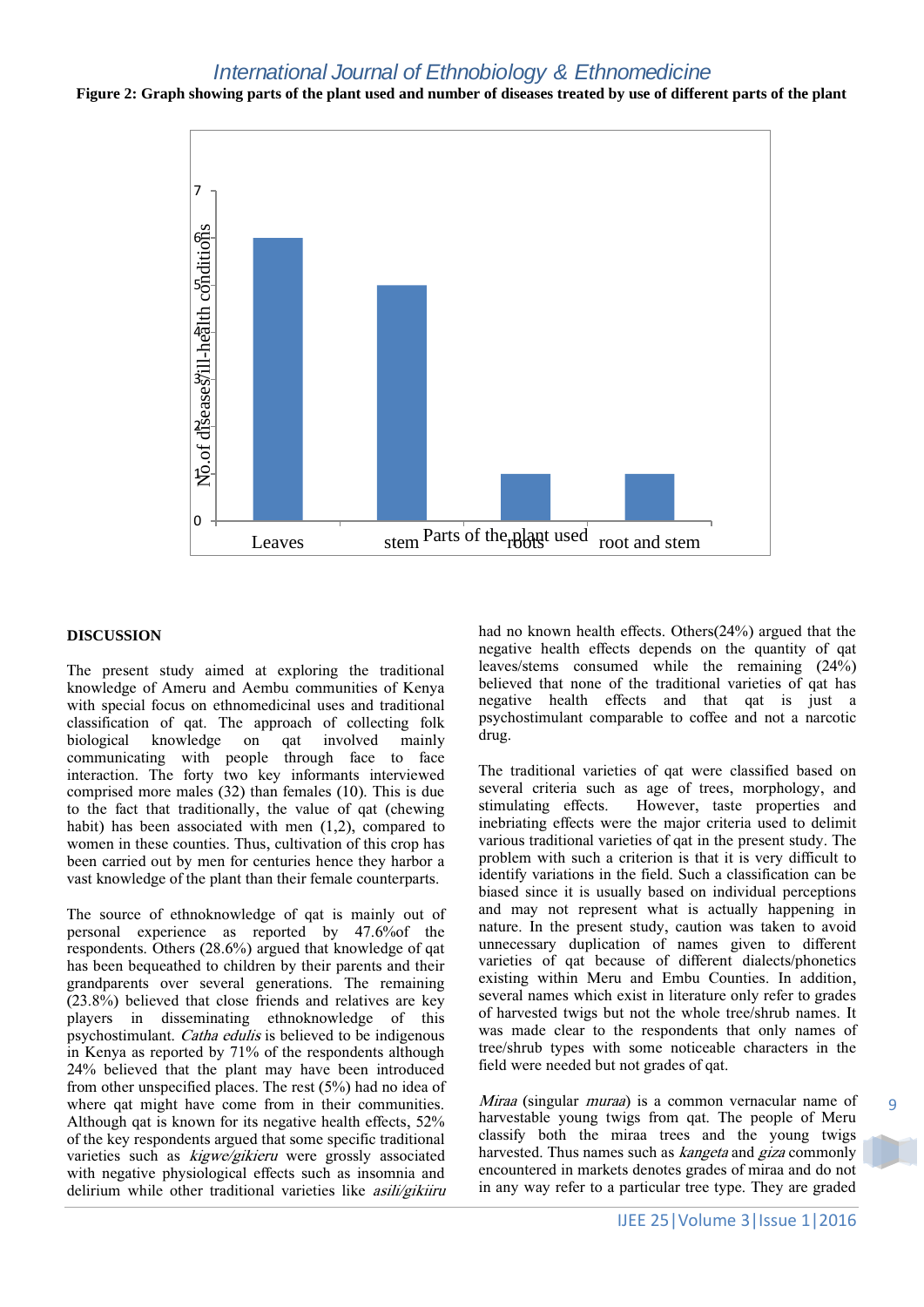**Figure 2: Graph showing parts of the plant used and number of diseases treated by use of different parts of the plant**

## DISCUSSION

The present study aimed at exploring the traditional knowledge of Ameru and Aembu communities of Kenya with special focus on ethnomedicinal uses and traditional classification of qat. The approach of collecting folk biological knowledge on qat involved mainly communicating with people through face to face interaction. The forty two key informants interviewed comprised more males (32) than females (10). This is due to the fact that traditionally, the value of qat (chewing habit) has been associated with men (1,2), compared to women in these counties. Thus, cultivation of this crop has been carried out by men for centuries hence they harbor a vast knowledge of the plant than their female counterparts.

The source of ethnoknowledge of qat is mainly out of personal experience as reported by 47.6%of the respondents. Others (28.6%) argued that knowledge of qat has been bequeathed to children by their parents and their grandparents over several generations. The remaining (23.8%) believed that close friends and relatives are key players in disseminating ethnoknowledge of this psychostimulant. *Catha edulis* is believed to be indigenous in Kenya as reported by 71% of the respondents although 24% believed that the plant may have been introduced from other unspecified places. The rest (5%) had no idea of where qat might have come from in their communities. Although qat is known for its negative health effects, 52% of the key respondents argued that some specific traditional varieties such as *kigwe/gikieru* were grossly associated with negative physiological effects such as insomnia and delirium while other traditional varieties like *asili/gikiiru* had no known health effects. Others(24%) argued that the negative health effects depends on the quantity of qat leaves/stems consumed while the remaining (24%) believed that none of the traditional varieties of qat has negative health effects and that qat is just a psychostimulant comparable to coffee and not a narcotic drug.

The traditional varieties of qat were classified based on several criteria such as age of trees, morphology, and stimulating effects. However, taste properties and inebriating effects were the major criteria used to delimit various traditional varieties of qat in the present study. The problem with such a criterion is that it is very difficult to identify variations in the field. Such a classification can be biased since it is usually based on individual perceptions and may not represent what is actually happening in nature. In the present study, caution was taken to avoid unnecessary duplication of names given to different varieties of qat because of different dialects/phonetics existing within Meru and Embu Counties. In addition, several names which exist in literature only refer to grades of harvested twigs but not the whole tree/shrub names. It was made clear to the respondents that only names of tree/shrub types with some noticeable characters in the field were needed but not grades of qat.

*Miraa* (singular *muraa*) is a common vernacular name of harvestable young twigs from qat. The people of Meru classify both the miraa trees and the young twigs harvested. Thus names such as *kangeta* and *giza* commonly encountered in markets denotes grades of miraa and do not in any way refer to a particular tree type. They are graded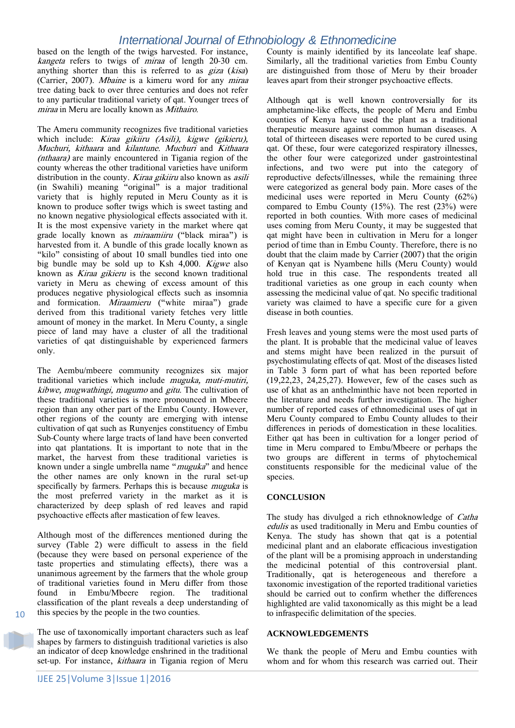based on the length of the twigs harvested. For instance, *kangeta* refers to twigs of *miraa* of length 20-30 cm. anything shorter than this is referred to as *giza* (*kisa*) (Carrier, 2007). *Mbaine* is a kimeru word for any *miraa* tree dating back to over three centuries and does not refer to any particular traditional variety of qat. Younger trees of *miraa* in Meru are locally known as *Mithairo*.

The Ameru community recognizes five traditional varieties which include: *Kiraa gikiiru (Asili), kigwe (gikieru), Muchuri, kithaara* and *kilantune*. *Muchuri* and *Kithaara (nthaara)* are mainly encountered in Tigania region of the county whereas the other traditional varieties have uniform distribution in the county. *Kiraa gikiiru* also known as *asili* (in Swahili) meaning "original" is a major traditional variety that is highly reputed in Meru County as it is known to produce softer twigs which is sweet tasting and no known negative physiological effects associated with it. It is the most expensive variety in the market where qat grade locally known as *miraamiiru* ("black miraa") is harvested from it. A bundle of this grade locally known as "kilo" consisting of about 10 small bundles tied into one big bundle may be sold up to Ksh 4,000. *Kigwe* also known as *Kiraa gikieru* is the second known traditional variety in Meru as chewing of excess amount of this produces negative physiological effects such as insomnia and formication. *Miraamieru* ("white miraa") grade derived from this traditional variety fetches very little amount of money in the market. In Meru County, a single piece of land may have a cluster of all the traditional varieties of qat distinguishable by experienced farmers only.

The Aembu/mbeere community recognizes six major traditional varieties which include *muguka, muti-mutiri, kibwe, mugwathingi, mugumo* and *gitu.* The cultivation of these traditional varieties is more pronounced in Mbeere region than any other part of the Embu County. However, other regions of the county are emerging with intense cultivation of qat such as Runyenjes constituency of Embu Sub-County where large tracts of land have been converted into qat plantations. It is important to note that in the market, the harvest from these traditional varieties is known under a single umbrella name "*muguka*" and hence the other names are only known in the rural set-up specifically by farmers. Perhaps this is because *muguka* is the most preferred variety in the market as it is characterized by deep splash of red leaves and rapid psychoactive effects after mastication of few leaves.

Although most of the differences mentioned during the survey (Table 2) were difficult to assess in the field (because they were based on personal experience of the taste properties and stimulating effects), there was a unanimous agreement by the farmers that the whole group of traditional varieties found in Meru differ from those found in Embu/Mbeere region. The traditional classification of the plant reveals a deep understanding of this species by the people in the two counties.

The use of taxonomically important characters such as leaf shapes by farmers to distinguish traditional varieties is also an indicator of deep knowledge enshrined in the traditional set-up. For instance, *kithaara* in Tigania region of Meru County is mainly identified by its lanceolate leaf shape. Similarly, all the traditional varieties from Embu County are distinguished from those of Meru by their broader leaves apart from their stronger psychoactive effects.

Although qat is well known controversially for its amphetamine-like effects, the people of Meru and Embu counties of Kenya have used the plant as a traditional therapeutic measure against common human diseases. A total of thirteen diseases were reported to be cured using qat. Of these, four were categorized respiratory illnesses, the other four were categorized under gastrointestinal infections, and two were put into the category of reproductive defects/illnesses, while the remaining three were categorized as general body pain. More cases of the medicinal uses were reported in Meru County (62%) compared to Embu County (15%). The rest (23%) were reported in both counties. With more cases of medicinal uses coming from Meru County, it may be suggested that qat might have been in cultivation in Meru for a longer period of time than in Embu County. Therefore, there is no doubt that the claim made by Carrier (2007) that the origin of Kenyan qat is Nyambene hills (Meru County) would hold true in this case. The respondents treated all traditional varieties as one group in each county when assessing the medicinal value of qat. No specific traditional variety was claimed to have a specific cure for a given disease in both counties.

Fresh leaves and young stems were the most used parts of the plant. It is probable that the medicinal value of leaves and stems might have been realized in the pursuit of psychostimulating effects of qat. Most of the diseases listed in Table 3 form part of what has been reported before (19,22,23, 24,25,27). However, few of the cases such as use of khat as an anthelminthic have not been reported in the literature and needs further investigation. The higher number of reported cases of ethnomedicinal uses of qat in Meru County compared to Embu County alludes to their differences in periods of domestication in these localities. Either qat has been in cultivation for a longer period of time in Meru compared to Embu/Mbeere or perhaps the two groups are different in terms of phytochemical constituents responsible for the medicinal value of the species.

## CONCLUSION

The study has divulged a rich ethnoknowledge of *Catha edulis* as used traditionally in Meru and Embu counties of Kenya. The study has shown that qat is a potential medicinal plant and an elaborate efficacious investigation of the plant will be a promising approach in understanding the medicinal potential of this controversial plant. Traditionally, qat is heterogeneous and therefore a taxonomic investigation of the reported traditional varieties should be carried out to confirm whether the differences highlighted are valid taxonomically as this might be a lead to infraspecific delimitation of the species.

## ACKNOWLEDGEMENTS

We thank the people of Meru and Embu counties with whom and for whom this research was carried out. Their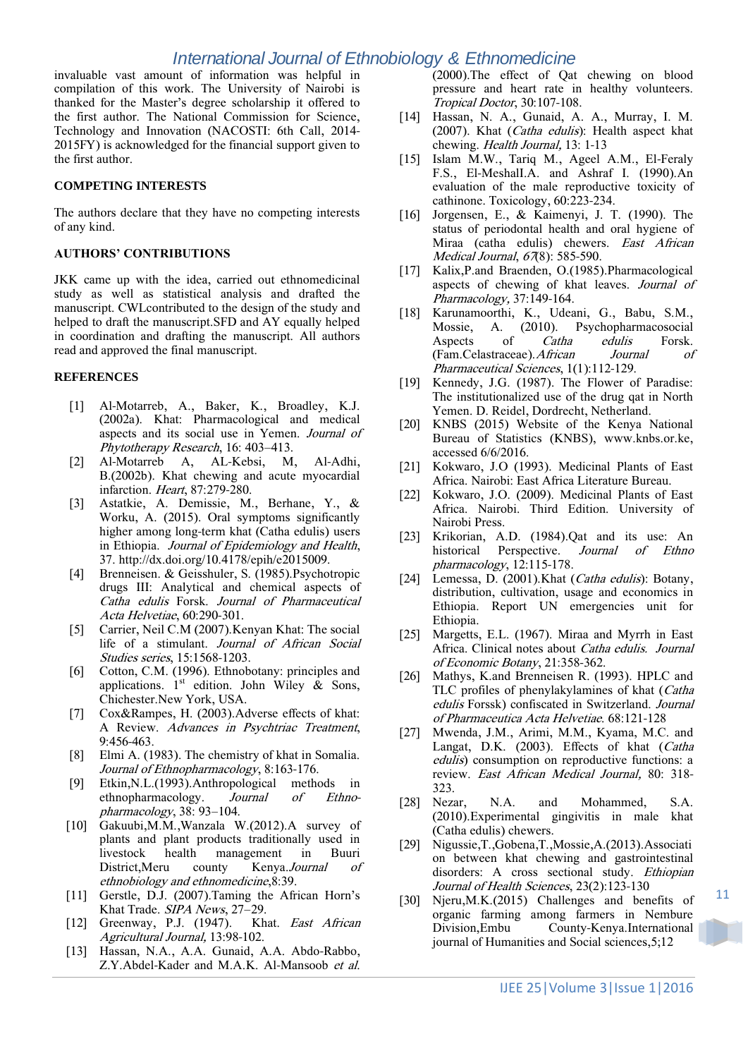invaluable vast amount of information was helpful in compilation of this work. The University of Nairobi is thanked for the Master's degree scholarship it offered to the first author. The National Commission for Science, Technology and Innovation (NACOSTI: 6th Call, 2014-2015FY) is acknowledged for the financial support given to the first author.

## COMPETING INTERESTS

The authors declare that they have no competing interests of any kind.

## AUTHORS' CONTRIBUTIONS

JKK came up with the idea, carried out ethnomedicinal study as well as statistical analysis and drafted the manuscript. CWLcontributed to the design of the study and helped to draft the manuscript.SFD and AY equally helped in coordination and drafting the manuscript. All authors read and approved the final manuscript.

## REFERENCES

[1] Al-Motarreb, A., Baker, K., Broadley, K.J. (2002a). Khat: Pharmacological and medical aspects and its social use in Yemen. *Journal of Phytotherapy Research*, 16: 403–413.

[2] Al-Motarreb A, AL-Kebsi, M, Al-Adhi, B.(2002b). Khat chewing and acute myocardial infarction. *Heart*, 87:279-280.

[3] Astatkie, A. Demissie, M., Berhane, Y., & Worku, A. (2015). Oral symptoms significantly higher among long-term khat (Catha edulis) users in Ethiopia. *Journal of Epidemiology and Health*, 37. http://dx.doi.org/10.4178/epih/e2015009.

[4] Brenneisen. & Geisshuler, S. (1985).Psychotropic drugs III: Analytical and chemical aspects of *Catha edulis* Forsk. *Journal of Pharmaceutical Acta Helvetiae*, 60:290-301.

[5] Carrier, Neil C.M (2007).Kenyan Khat: The social life of a stimulant. *Journal of African Social Studies series*, 15:1568-1203.

[6] Cotton, C.M. (1996). Ethnobotany: principles and applications. 1st edition. John Wiley & Sons, Chichester.New York, USA.

[7] Cox&Rampes, H. (2003).Adverse effects of khat: A Review. *Advances in Psychtriac Treatment*, 9:456-463.

[8] Elmi A. (1983). The chemistry of khat in Somalia. *Journal of Ethnopharmacology*, 8:163-176.

[9] Etkin,N.L.(1993).Anthropological methods in ethnopharmacology. *Journal of Ethno-pharmacology*, 38: 93–104.

[10] Gakuubi,M.M.,Wanzala W.(2012).A survey of plants and plant products traditionally used in livestock health management in Buuri District,Meru county Kenya.*Journal of ethnobiology and ethnomedicine*,8:39.

[11] Gerstle, D.J. (2007).Taming the African Horn's Khat Trade. *SIPA News*, 27–29.

[12] Greenway, P.J. (1947). Khat. *East African Agricultural Journal,* 13:98-102.

[13] Hassan, N.A., A.A. Gunaid, A.A. Abdo-Rabbo, Z.Y.Abdel-Kader and M.A.K. Al-Mansoob *et al.* (2000).The effect of Qat chewing on blood pressure and heart rate in healthy volunteers. *Tropical Doctor*, 30:107-108.

[14] Hassan, N. A., Gunaid, A. A., Murray, I. M. (2007). Khat (*Catha edulis*): Health aspect khat chewing. *Health Journal,* 13: 1-13

[15] Islam M.W., Tariq M., Ageel A.M., El-Feraly F.S., El-MeshalI.A. and Ashraf I. (1990).An evaluation of the male reproductive toxicity of cathinone. Toxicology, 60:223-234.

[16] Jorgensen, E., & Kaimenyi, J. T. (1990). The status of periodontal health and oral hygiene of Miraa (catha edulis) chewers. *East African Medical Journal*, *67*(8): 585-590.

[17] Kalix,P.and Braenden, O.(1985).Pharmacological aspects of chewing of khat leaves. *Journal of Pharmacology,* 37:149-164.

[18] Karunamoorthi, K., Udeani, G., Babu, S.M., Mossie, A. (2010). Psychopharmacosocial Aspects of *Catha edulis* Forsk. (Fam.Celastraceae).*African Journal of Pharmaceutical Sciences*, 1(1):112-129.

[19] Kennedy, J.G. (1987). The Flower of Paradise: The institutionalized use of the drug qat in North Yemen. D. Reidel, Dordrecht, Netherland.

[20] KNBS (2015) Website of the Kenya National Bureau of Statistics (KNBS), www.knbs.or.ke, accessed 6/6/2016.

[21] Kokwaro, J.O (1993). Medicinal Plants of East Africa. Nairobi: East Africa Literature Bureau.

[22] Kokwaro, J.O. (2009). Medicinal Plants of East Africa. Nairobi. Third Edition. University of Nairobi Press.

[23] Krikorian, A.D. (1984).Qat and its use: An historical Perspective. *Journal of Ethno pharmacology*, 12:115-178.

[24] Lemessa, D. (2001).Khat (*Catha edulis*): Botany, distribution, cultivation, usage and economics in Ethiopia. Report UN emergencies unit for Ethiopia.

[25] Margetts, E.L. (1967). Miraa and Myrrh in East Africa. Clinical notes about *Catha edulis.* *Journal of Economic Botany*, 21:358-362.

[26] Mathys, K.and Brenneisen R. (1993). HPLC and TLC profiles of phenylakylamines of khat (*Catha edulis* Forssk) confiscated in Switzerland. *Journal of Pharmaceutica Acta Helvetiae.* 68:121-128

[27] Mwenda, J.M., Arimi, M.M., Kyama, M.C. and Langat, D.K. (2003). Effects of khat (*Catha edulis*) consumption on reproductive functions: a review. *East African Medical Journal,* 80: 318-323.

[28] Nezar, N.A. and Mohammed, S.A. (2010).Experimental gingivitis in male khat (Catha edulis) chewers.

[29] Nigussie,T.,Gobena,T.,Mossie,A.(2013).Association between khat chewing and gastrointestinal disorders: A cross sectional study. *Ethiopian Journal of Health Sciences*, 23(2):123-130

[30] Njeru,M.K.(2015) Challenges and benefits of organic farming among farmers in Nembure Division,Embu County-Kenya.International journal of Humanities and Social sciences,5;12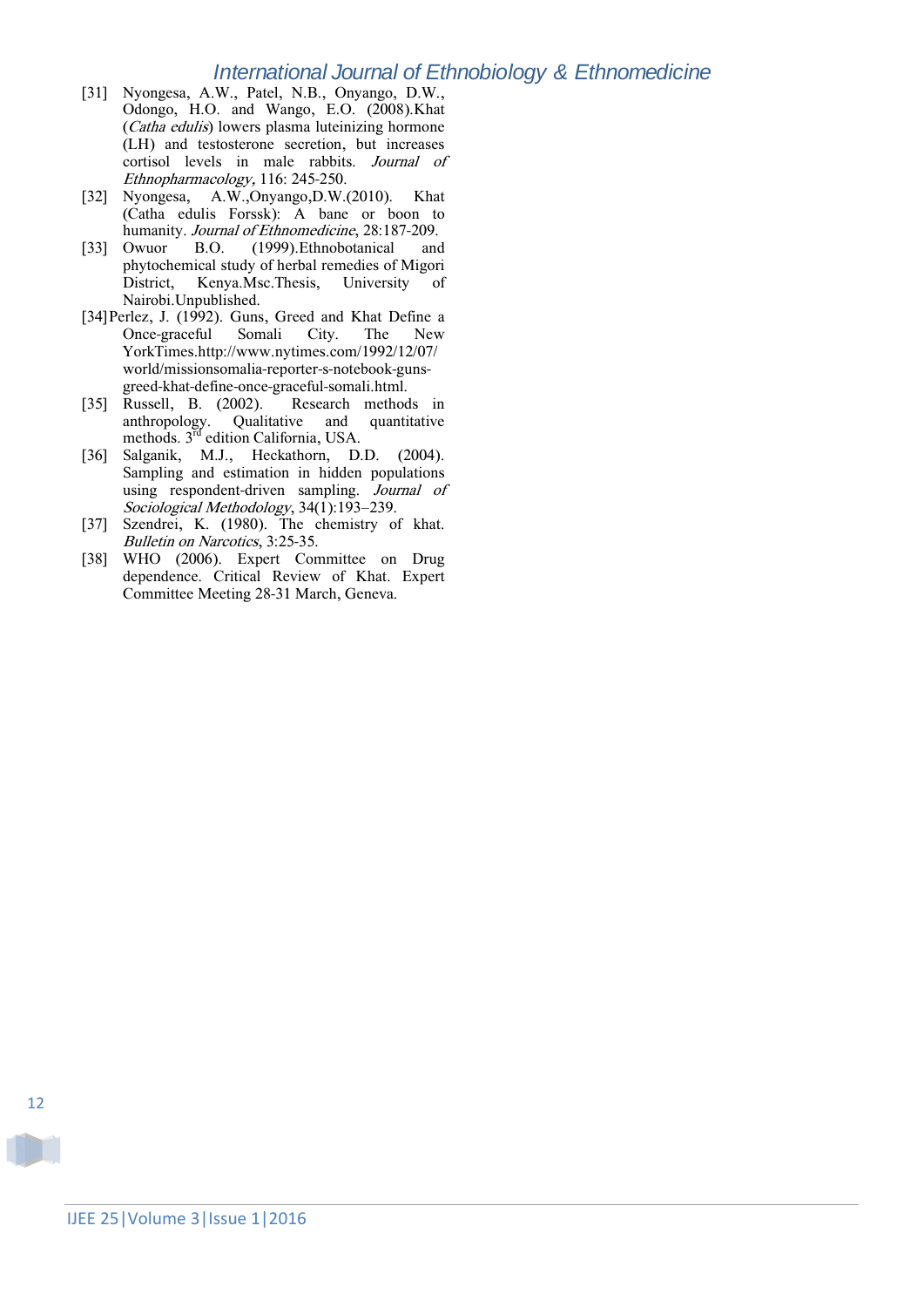[31] Nyongesa, A.W., Patel, N.B., Onyango, D.W., Odongo, H.O. and Wango, E.O. (2008).Khat (*Catha edulis*) lowers plasma luteinizing hormone (LH) and testosterone secretion, but increases cortisol levels in male rabbits. *Journal of Ethnopharmacology,* 116: 245-250.

[32] Nyongesa, A.W.,Onyango,D.W.(2010). Khat (Catha edulis Forssk): A bane or boon to humanity. *Journal of Ethnomedicine*, 28:187-209.

[33] Owuor B.O. (1999).Ethnobotanical and phytochemical study of herbal remedies of Migori District, Kenya.Msc.Thesis, University of Nairobi.Unpublished.

[34] Perlez, J. (1992). Guns, Greed and Khat Define a Once-graceful Somali City. The New YorkTimes.http://www.nytimes.com/1992/12/07/world/missionsomalia-reporter-s-notebook-guns-greed-khat-define-once-graceful-somali.html.

[35] Russell, B. (2002). Research methods in anthropology. Qualitative and quantitative methods. 3rd edition California, USA.

[36] Salganik, M.J., Heckathorn, D.D. (2004). Sampling and estimation in hidden populations using respondent-driven sampling. *Journal of Sociological Methodology*, 34(1):193–239.

[37] Szendrei, K. (1980). The chemistry of khat. *Bulletin on Narcotics*, 3:25-35.

[38] WHO (2006). Expert Committee on Drug dependence. Critical Review of Khat. Expert Committee Meeting 28-31 March, Geneva.